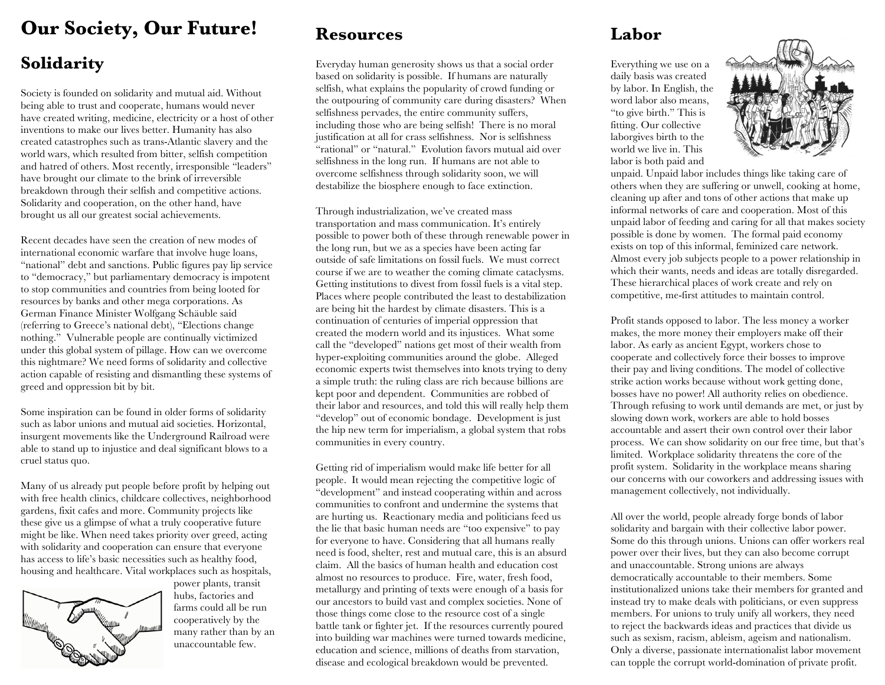# Our Society, Our Future!

## Solidarity

Society is founded on solidarity and mutual aid. Without being able to trust and cooperate, humans would never have created writing, medicine, electricity or a host of other inventions to make our lives better. Humanity has also created catastrophes such as trans-Atlantic slavery and the world wars, which resulted from bitter, selfish competition and hatred of others. Most recently, irresponsible "leaders" have brought our climate to the brink of irreversible breakdown through their selfish and competitive actions. Solidarity and cooperation, on the other hand, have brought us all our greatest social achievements.

Recent decades have seen the creation of new modes of international economic warfare that involve huge loans, "national" debt and sanctions. Public figures pay lip service to "democracy," but parliamentary democracy is impotent to stop communities and countries from being looted for resources by banks and other mega corporations. As German Finance Minister Wolfgang Schäuble said (referring to Greece's national debt), "Elections change nothing." Vulnerable people are continually victimized under this global system of pillage. How can we overcome this nightmare? We need forms of solidarity and collective action capable of resisting and dismantling these systems of greed and oppression bit by bit.

Some inspiration can be found in older forms of solidarity such as labor unions and mutual aid societies. Horizontal, insurgent movements like the Underground Railroad were able to stand up to injustice and deal significant blows to a cruel status quo.

Many of us already put people before profit by helping out with free health clinics, childcare collectives, neighborhood gardens, fixit cafes and more. Community projects like these give us a glimpse of what a truly cooperative future might be like. When need takes priority over greed, acting with solidarity and cooperation can ensure that everyone has access to life's basic necessities such as healthy food, housing and healthcare. Vital workplaces such as hospitals, power plants, transit hubs, factories and farms could all be run cooperatively by the many rather than by an unaccountable few.

## Resources

Everyday human generosity shows us that a social order based on solidarity is possible. If humans are naturally selfish, what explains the popularity of crowd funding or the outpouring of community care during disasters? When selfishness pervades, the entire community suffers, including those who are being selfish! There is no moral justification at all for crass selfishness. Nor is selfishness "rational" or "natural." Evolution favors mutual aid over selfishness in the long run. If humans are not able to overcome selfishness through solidarity soon, we will destabilize the biosphere enough to face extinction.

Through industrialization, we've created mass transportation and mass communication. It's entirely possible to power both of these through renewable power in the long run, but we as a species have been acting far outside of safe limitations on fossil fuels. We must correct course if we are to weather the coming climate cataclysms. Getting institutions to divest from fossil fuels is a vital step. Places where people contributed the least to destabilization are being hit the hardest by climate disasters. This is a continuation of centuries of imperial oppression that created the modern world and its injustices. What some call the "developed" nations get most of their wealth from hyper-exploiting communities around the globe. Alleged economic experts twist themselves into knots trying to deny a simple truth: the ruling class are rich because billions are kept poor and dependent. Communities are robbed of their labor and resources, and told this will really help them "develop" out of economic bondage. Development is just the hip new term for imperialism, a global system that robs communities in every country.

Getting rid of imperialism would make life better for all people. It would mean rejecting the competitive logic of "development" and instead cooperating within and across communities to confront and undermine the systems that are hurting us. Reactionary media and politicians feed us the lie that basic human needs are "too expensive" to pay for everyone to have. Considering that all humans really need is food, shelter, rest and mutual care, this is an absurd claim. All the basics of human health and education cost almost no resources to produce. Fire, water, fresh food, metallurgy and printing of texts were enough of a basis for our ancestors to build vast and complex societies. None of those things come close to the resource cost of a single battle tank or fighter jet. If the resources currently poured into building war machines were turned towards medicine, education and science, millions of deaths from starvation, disease and ecological breakdown would be prevented.

## Labor

Everything we use on a daily basis was created by labor. In English, the word labor also means, "to give birth." This is fitting. Our collective laborgives birth to the world we live in. This labor is both paid and unpaid. Unpaid labor includes things like taking care of others when they are suffering or unwell, cooking at home, cleaning up after and tons of other actions that make up informal networks of care and cooperation. Most of this unpaid labor of feeding and caring for all that makes society possible is done by women. The formal paid economy exists on top of this informal, feminized care network. Almost every job subjects people to a power relationship in which their wants, needs and ideas are totally disregarded. These hierarchical places of work create and rely on competitive, me-first attitudes to maintain control.

Profit stands opposed to labor. The less money a worker makes, the more money their employers make off their labor. As early as ancient Egypt, workers chose to cooperate and collectively force their bosses to improve their pay and living conditions. The model of collective strike action works because without work getting done, bosses have no power! All authority relies on obedience. Through refusing to work until demands are met, or just by slowing down work, workers are able to hold bosses accountable and assert their own control over their labor process. We can show solidarity on our free time, but that's limited. Workplace solidarity threatens the core of the profit system. Solidarity in the workplace means sharing our concerns with our coworkers and addressing issues with management collectively, not individually.

All over the world, people already forge bonds of labor solidarity and bargain with their collective labor power. Some do this through unions. Unions can offer workers real power over their lives, but they can also become corrupt and unaccountable. Strong unions are always democratically accountable to their members. Some institutionalized unions take their members for granted and instead try to make deals with politicians, or even suppress members. For unions to truly unify all workers, they need to reject the backwards ideas and practices that divide us such as sexism, racism, ableism, ageism and nationalism. Only a diverse, passionate internationalist labor movement can topple the corrupt world-domination of private profit.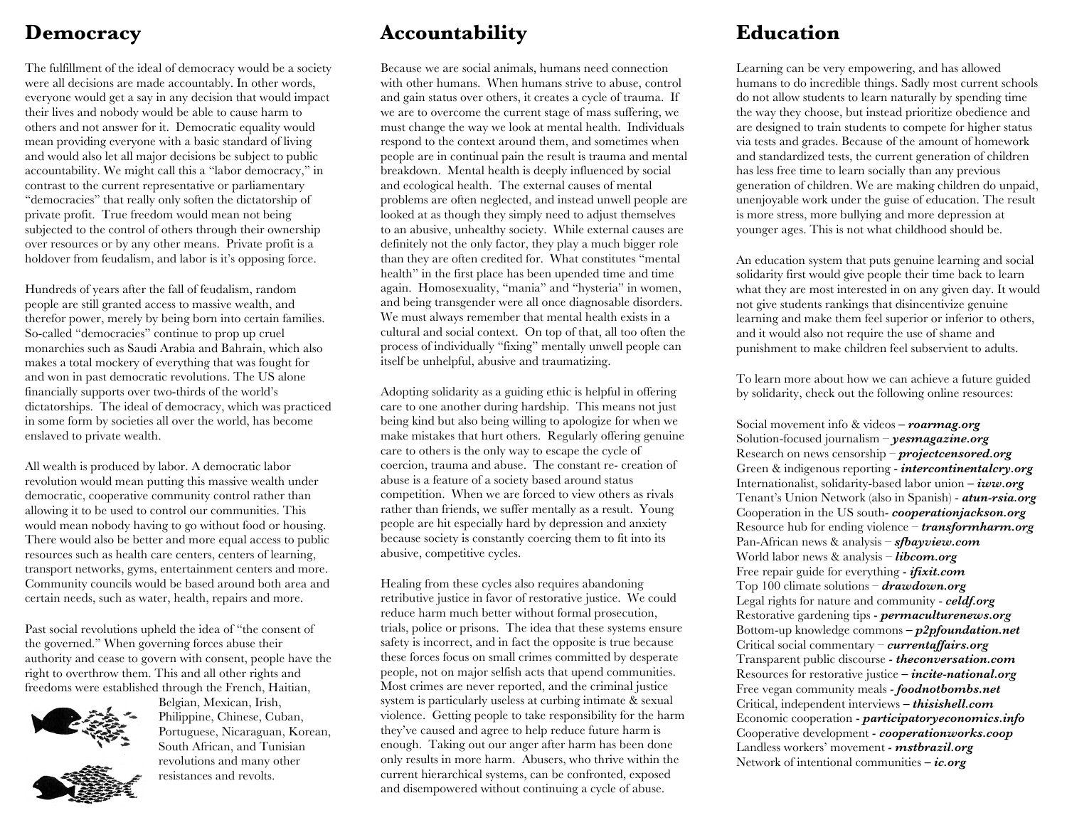## Democracy

The fulfillment of the ideal of democracy would be a society were all decisions are made accountably. In other words, everyone would get a say in any decision that would impact their lives and nobody would be able to cause harm to others and not answer for it. Democratic equality would mean providing everyone with a basic standard of living and would also let all major decisions be subject to public accountability. We might call this a "labor democracy," in contrast to the current representative or parliamentary "democracies" that really only soften the dictatorship of private profit. True freedom would mean not being subjected to the control of others through their ownership over resources or by any other means. Private profit is a holdover from feudalism, and labor is it's opposing force.

Hundreds of years after the fall of feudalism, random people are still granted access to massive wealth, and therefor power, merely by being born into certain families. So-called "democracies" continue to prop up cruel monarchies such as Saudi Arabia and Bahrain, which also makes a total mockery of everything that was fought for and won in past democratic revolutions. The US alone financially supports over two-thirds of the world's dictatorships. The ideal of democracy, which was practiced in some form by societies all over the world, has become enslaved to private wealth.

All wealth is produced by labor. A democratic labor revolution would mean putting this massive wealth under democratic, cooperative community control rather than allowing it to be used to control our communities. This would mean nobody having to go without food or housing. There would also be better and more equal access to public resources such as health care centers, centers of learning, transport networks, gyms, entertainment centers and more. Community councils would be based around both area and certain needs, such as water, health, repairs and more.

Past social revolutions upheld the idea of "the consent of the governed." When governing forces abuse their authority and cease to govern with consent, people have the right to overthrow them. This and all other rights and freedoms were established through the French, Haitian, Belgian, Mexican, Irish, Philippine, Chinese, Cuban, Portuguese, Nicaraguan, Korean, South African, and Tunisian revolutions and many other resistances and revolts.

## Accountability

Because we are social animals, humans need connection with other humans. When humans strive to abuse, control and gain status over others, it creates a cycle of trauma. If we are to overcome the current stage of mass suffering, we must change the way we look at mental health. Individuals respond to the context around them, and sometimes when people are in continual pain the result is trauma and mental breakdown. Mental health is deeply influenced by social and ecological health. The external causes of mental problems are often neglected, and instead unwell people are looked at as though they simply need to adjust themselves to an abusive, unhealthy society. While external causes are definitely not the only factor, they play a much bigger role than they are often credited for. What constitutes "mental health" in the first place has been upended time and time again. Homosexuality, "mania" and "hysteria" in women, and being transgender were all once diagnosable disorders. We must always remember that mental health exists in a cultural and social context. On top of that, all too often the process of individually "fixing" mentally unwell people can itself be unhelpful, abusive and traumatizing.

Adopting solidarity as a guiding ethic is helpful in offering care to one another during hardship. This means not just being kind but also being willing to apologize for when we make mistakes that hurt others. Regularly offering genuine care to others is the only way to escape the cycle of coercion, trauma and abuse. The constant re- creation of abuse is a feature of a society based around status competition. When we are forced to view others as rivals rather than friends, we suffer mentally as a result. Young people are hit especially hard by depression and anxiety because society is constantly coercing them to fit into its abusive, competitive cycles.

Healing from these cycles also requires abandoning retributive justice in favor of restorative justice. We could reduce harm much better without formal prosecution, trials, police or prisons. The idea that these systems ensure safety is incorrect, and in fact the opposite is true because these forces focus on small crimes committed by desperate people, not on major selfish acts that upend communities. Most crimes are never reported, and the criminal justice system is particularly useless at curbing intimate & sexual violence. Getting people to take responsibility for the harm they've caused and agree to help reduce future harm is enough. Taking out our anger after harm has been done only results in more harm. Abusers, who thrive within the current hierarchical systems, can be confronted, exposed and disempowered without continuing a cycle of abuse.

## Education

Learning can be very empowering, and has allowed humans to do incredible things. Sadly most current schools do not allow students to learn naturally by spending time the way they choose, but instead prioritize obedience and are designed to train students to compete for higher status via tests and grades. Because of the amount of homework and standardized tests, the current generation of children has less free time to learn socially than any previous generation of children. We are making children do unpaid, unenjoyable work under the guise of education. The result is more stress, more bullying and more depression at younger ages. This is not what childhood should be.

An education system that puts genuine learning and social solidarity first would give people their time back to learn what they are most interested in on any given day. It would not give students rankings that disincentivize genuine learning and make them feel superior or inferior to others, and it would also not require the use of shame and punishment to make children feel subservient to adults.

To learn more about how we can achieve a future guided by solidarity, check out the following online resources:

Social movement info & videos – ***roarmag.org***
Solution-focused journalism – ***yesmagazine.org***
Research on news censorship – ***projectcensored.org***
Green & indigenous reporting - ***intercontinentalcry.org***
Internationalist, solidarity-based labor union – ***iww.org***
Tenant's Union Network (also in Spanish) - ***atun-rsia.org***
Cooperation in the US south- ***cooperationjackson.org***
Resource hub for ending violence – ***transformharm.org***
Pan-African news & analysis – ***sfbayview.com***
World labor news & analysis – ***libcom.org***
Free repair guide for everything - ***ifixit.com***
Top 100 climate solutions – ***drawdown.org***
Legal rights for nature and community - ***celdf.org***
Restorative gardening tips - ***permaculturenews.org***
Bottom-up knowledge commons – ***p2pfoundation.net***
Critical social commentary – ***currentaffairs.org***
Transparent public discourse - ***theconversation.com***
Resources for restorative justice – ***incite-national.org***
Free vegan community meals - ***foodnotbombs.net***
Critical, independent interviews – ***thisishell.com***
Economic cooperation - ***participatoryeconomics.info***
Cooperative development - ***cooperationworks.coop***
Landless workers' movement - ***mstbrazil.org***
Network of intentional communities – ***ic.org***